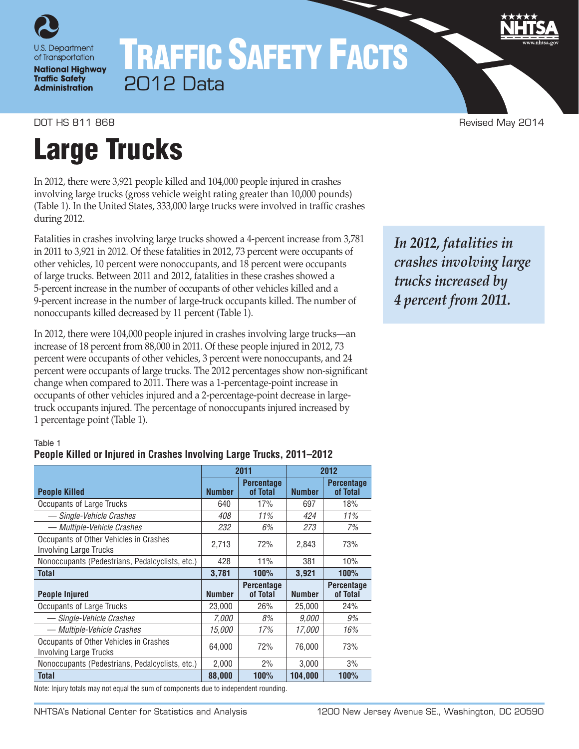U.S. Department of Transportation
**National Highway Traffic Safety Administration**

# TRAFFIC SAFETY FACTS

2012 Data

DOT HS 811 868 Revised May 2014

# Large Trucks

In 2012, there were 3,921 people killed and 104,000 people injured in crashes involving large trucks (gross vehicle weight rating greater than 10,000 pounds) (Table 1). In the United States, 333,000 large trucks were involved in traffic crashes during 2012.

Fatalities in crashes involving large trucks showed a 4-percent increase from 3,781 in 2011 to 3,921 in 2012. Of these fatalities in 2012, 73 percent were occupants of other vehicles, 10 percent were nonoccupants, and 18 percent were occupants of large trucks. Between 2011 and 2012, fatalities in these crashes showed a 5-percent increase in the number of occupants of other vehicles killed and a 9-percent increase in the number of large-truck occupants killed. The number of nonoccupants killed decreased by 11 percent (Table 1).

***In 2012, fatalities in crashes involving large trucks increased by 4 percent from 2011.***

In 2012, there were 104,000 people injured in crashes involving large trucks—an increase of 18 percent from 88,000 in 2011. Of these people injured in 2012, 73 percent were occupants of other vehicles, 3 percent were nonoccupants, and 24 percent were occupants of large trucks. The 2012 percentages show non-significant change when compared to 2011. There was a 1-percentage-point increase in occupants of other vehicles injured and a 2-percentage-point decrease in large-truck occupants injured. The percentage of nonoccupants injured increased by 1 percentage point (Table 1).

Table 1
**People Killed or Injured in Crashes Involving Large Trucks, 2011–2012**

| | 2011 | | 2012 | |
|---|---|---|---|---|
| **People Killed** | **Number** | **Percentage of Total** | **Number** | **Percentage of Total** |
| Occupants of Large Trucks | 640 | 17% | 697 | 18% |
| *— Single-Vehicle Crashes* | *408* | *11%* | *424* | *11%* |
| *— Multiple-Vehicle Crashes* | *232* | *6%* | *273* | *7%* |
| Occupants of Other Vehicles in Crashes Involving Large Trucks | 2,713 | 72% | 2,843 | 73% |
| Nonoccupants (Pedestrians, Pedalcyclists, etc.) | 428 | 11% | 381 | 10% |
| **Total** | **3,781** | **100%** | **3,921** | **100%** |
| **People Injured** | **Number** | **Percentage of Total** | **Number** | **Percentage of Total** |
| Occupants of Large Trucks | 23,000 | 26% | 25,000 | 24% |
| *— Single-Vehicle Crashes* | *7,000* | *8%* | *9,000* | *9%* |
| *— Multiple-Vehicle Crashes* | *15,000* | *17%* | *17,000* | *16%* |
| Occupants of Other Vehicles in Crashes Involving Large Trucks | 64,000 | 72% | 76,000 | 73% |
| Nonoccupants (Pedestrians, Pedalcyclists, etc.) | 2,000 | 2% | 3,000 | 3% |
| **Total** | **88,000** | **100%** | **104,000** | **100%** |

Note: Injury totals may not equal the sum of components due to independent rounding.

NHTSA's National Center for Statistics and Analysis 1200 New Jersey Avenue SE., Washington, DC 20590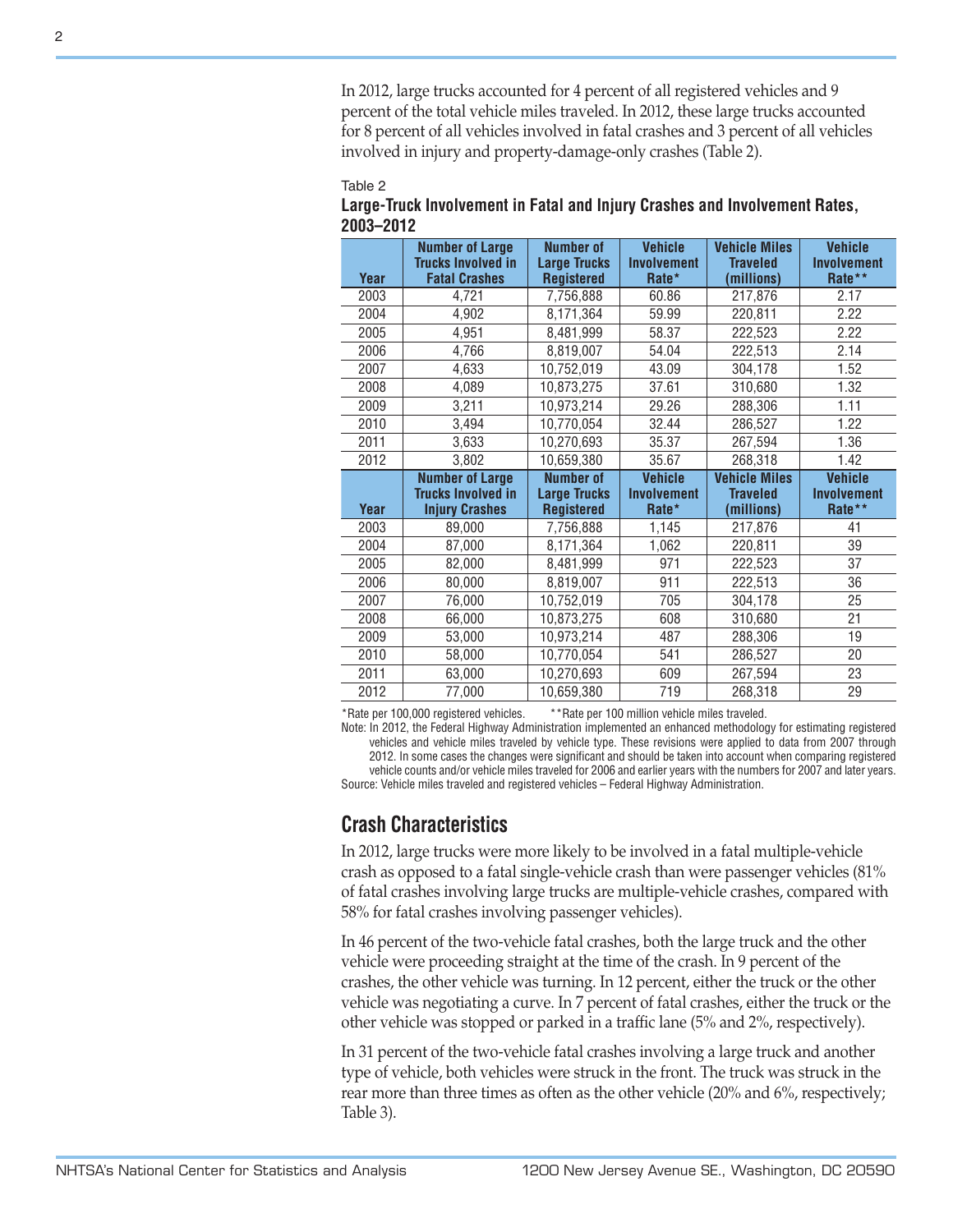In 2012, large trucks accounted for 4 percent of all registered vehicles and 9 percent of the total vehicle miles traveled. In 2012, these large trucks accounted for 8 percent of all vehicles involved in fatal crashes and 3 percent of all vehicles involved in injury and property-damage-only crashes (Table 2).

Table 2

**Large-Truck Involvement in Fatal and Injury Crashes and Involvement Rates, 2003–2012**

| Year | Number of Large Trucks Involved in Fatal Crashes | Number of Large Trucks Registered | Vehicle Involvement Rate* | Vehicle Miles Traveled (millions) | Vehicle Involvement Rate** |
|---|---|---|---|---|---|
| 2003 | 4,721 | 7,756,888 | 60.86 | 217,876 | 2.17 |
| 2004 | 4,902 | 8,171,364 | 59.99 | 220,811 | 2.22 |
| 2005 | 4,951 | 8,481,999 | 58.37 | 222,523 | 2.22 |
| 2006 | 4,766 | 8,819,007 | 54.04 | 222,513 | 2.14 |
| 2007 | 4,633 | 10,752,019 | 43.09 | 304,178 | 1.52 |
| 2008 | 4,089 | 10,873,275 | 37.61 | 310,680 | 1.32 |
| 2009 | 3,211 | 10,973,214 | 29.26 | 288,306 | 1.11 |
| 2010 | 3,494 | 10,770,054 | 32.44 | 286,527 | 1.22 |
| 2011 | 3,633 | 10,270,693 | 35.37 | 267,594 | 1.36 |
| 2012 | 3,802 | 10,659,380 | 35.67 | 268,318 | 1.42 |
| **Year** | **Number of Large Trucks Involved in Injury Crashes** | **Number of Large Trucks Registered** | **Vehicle Involvement Rate*** | **Vehicle Miles Traveled (millions)** | **Vehicle Involvement Rate**** |
| 2003 | 89,000 | 7,756,888 | 1,145 | 217,876 | 41 |
| 2004 | 87,000 | 8,171,364 | 1,062 | 220,811 | 39 |
| 2005 | 82,000 | 8,481,999 | 971 | 222,523 | 37 |
| 2006 | 80,000 | 8,819,007 | 911 | 222,513 | 36 |
| 2007 | 76,000 | 10,752,019 | 705 | 304,178 | 25 |
| 2008 | 66,000 | 10,873,275 | 608 | 310,680 | 21 |
| 2009 | 53,000 | 10,973,214 | 487 | 288,306 | 19 |
| 2010 | 58,000 | 10,770,054 | 541 | 286,527 | 20 |
| 2011 | 63,000 | 10,270,693 | 609 | 267,594 | 23 |
| 2012 | 77,000 | 10,659,380 | 719 | 268,318 | 29 |

*Rate per 100,000 registered vehicles. **Rate per 100 million vehicle miles traveled.

Note: In 2012, the Federal Highway Administration implemented an enhanced methodology for estimating registered vehicles and vehicle miles traveled by vehicle type. These revisions were applied to data from 2007 through 2012. In some cases the changes were significant and should be taken into account when comparing registered vehicle counts and/or vehicle miles traveled for 2006 and earlier years with the numbers for 2007 and later years.

Source: Vehicle miles traveled and registered vehicles – Federal Highway Administration.

## Crash Characteristics

In 2012, large trucks were more likely to be involved in a fatal multiple-vehicle crash as opposed to a fatal single-vehicle crash than were passenger vehicles (81% of fatal crashes involving large trucks are multiple-vehicle crashes, compared with 58% for fatal crashes involving passenger vehicles).

In 46 percent of the two-vehicle fatal crashes, both the large truck and the other vehicle were proceeding straight at the time of the crash. In 9 percent of the crashes, the other vehicle was turning. In 12 percent, either the truck or the other vehicle was negotiating a curve. In 7 percent of fatal crashes, either the truck or the other vehicle was stopped or parked in a traffic lane (5% and 2%, respectively).

In 31 percent of the two-vehicle fatal crashes involving a large truck and another type of vehicle, both vehicles were struck in the front. The truck was struck in the rear more than three times as often as the other vehicle (20% and 6%, respectively; Table 3).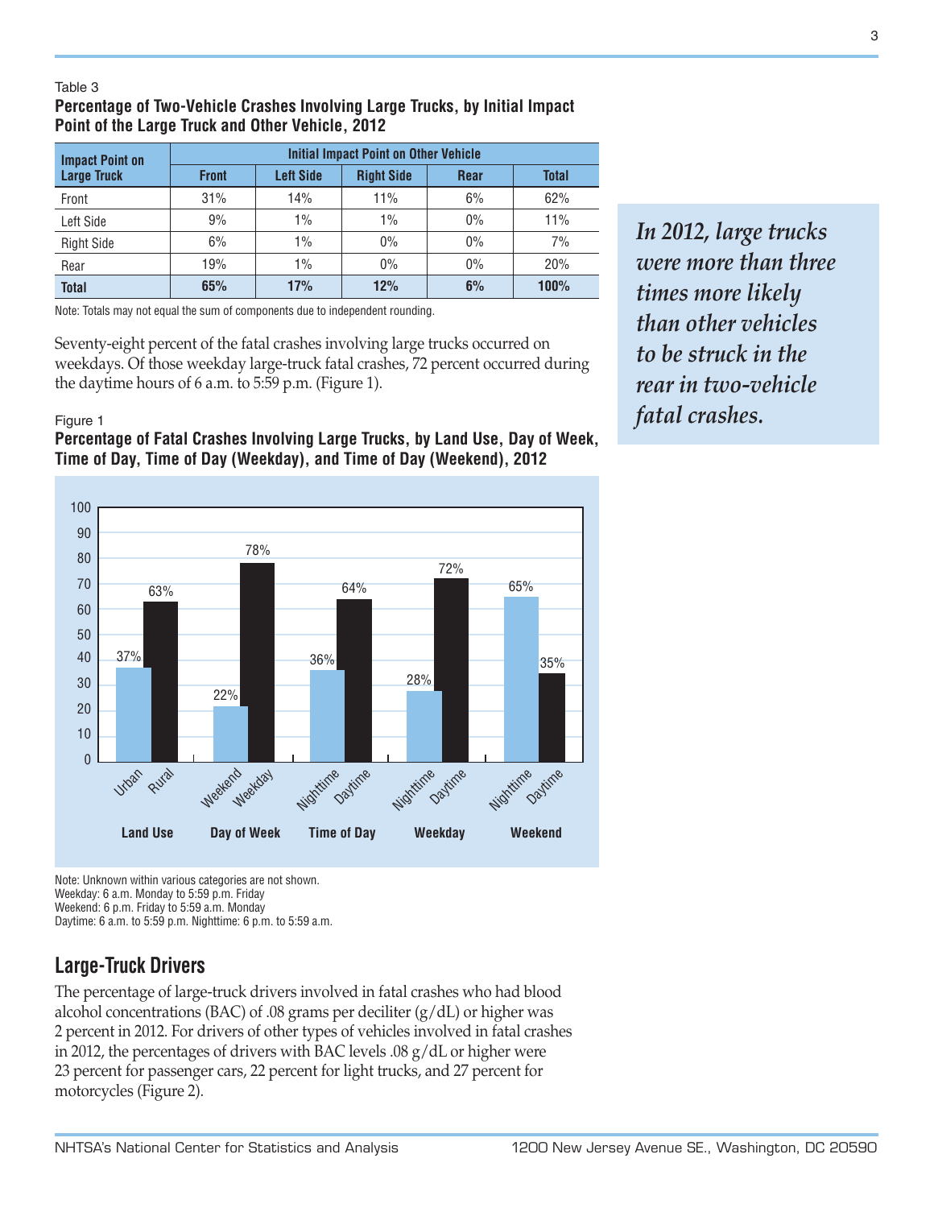Table 3

**Percentage of Two-Vehicle Crashes Involving Large Trucks, by Initial Impact Point of the Large Truck and Other Vehicle, 2012**

| Impact Point on Large Truck | Initial Impact Point on Other Vehicle | | | | |
|---|---|---|---|---|---|
| | Front | Left Side | Right Side | Rear | Total |
| Front | 31% | 14% | 11% | 6% | 62% |
| Left Side | 9% | 1% | 1% | 0% | 11% |
| Right Side | 6% | 1% | 0% | 0% | 7% |
| Rear | 19% | 1% | 0% | 0% | 20% |
| **Total** | **65%** | **17%** | **12%** | **6%** | **100%** |

Note: Totals may not equal the sum of components due to independent rounding.

*In 2012, large trucks were more than three times more likely than other vehicles to be struck in the rear in two-vehicle fatal crashes.*

Seventy-eight percent of the fatal crashes involving large trucks occurred on weekdays. Of those weekday large-truck fatal crashes, 72 percent occurred during the daytime hours of 6 a.m. to 5:59 p.m. (Figure 1).

Figure 1

**Percentage of Fatal Crashes Involving Large Trucks, by Land Use, Day of Week, Time of Day, Time of Day (Weekday), and Time of Day (Weekend), 2012**

| Category | | |
|---|---|---|
| Land Use | Urban: 37% | Rural: 63% |
| Day of Week | Weekend: 22% | Weekday: 78% |
| Time of Day | Nighttime: 36% | Daytime: 64% |
| Weekday | Nighttime: 28% | Daytime: 72% |
| Weekend | Nighttime: 65% | Daytime: 35% |

Note: Unknown within various categories are not shown.
Weekday: 6 a.m. Monday to 5:59 p.m. Friday
Weekend: 6 p.m. Friday to 5:59 a.m. Monday
Daytime: 6 a.m. to 5:59 p.m. Nighttime: 6 p.m. to 5:59 a.m.

## Large-Truck Drivers

The percentage of large-truck drivers involved in fatal crashes who had blood alcohol concentrations (BAC) of .08 grams per deciliter (g/dL) or higher was 2 percent in 2012. For drivers of other types of vehicles involved in fatal crashes in 2012, the percentages of drivers with BAC levels .08 g/dL or higher were 23 percent for passenger cars, 22 percent for light trucks, and 27 percent for motorcycles (Figure 2).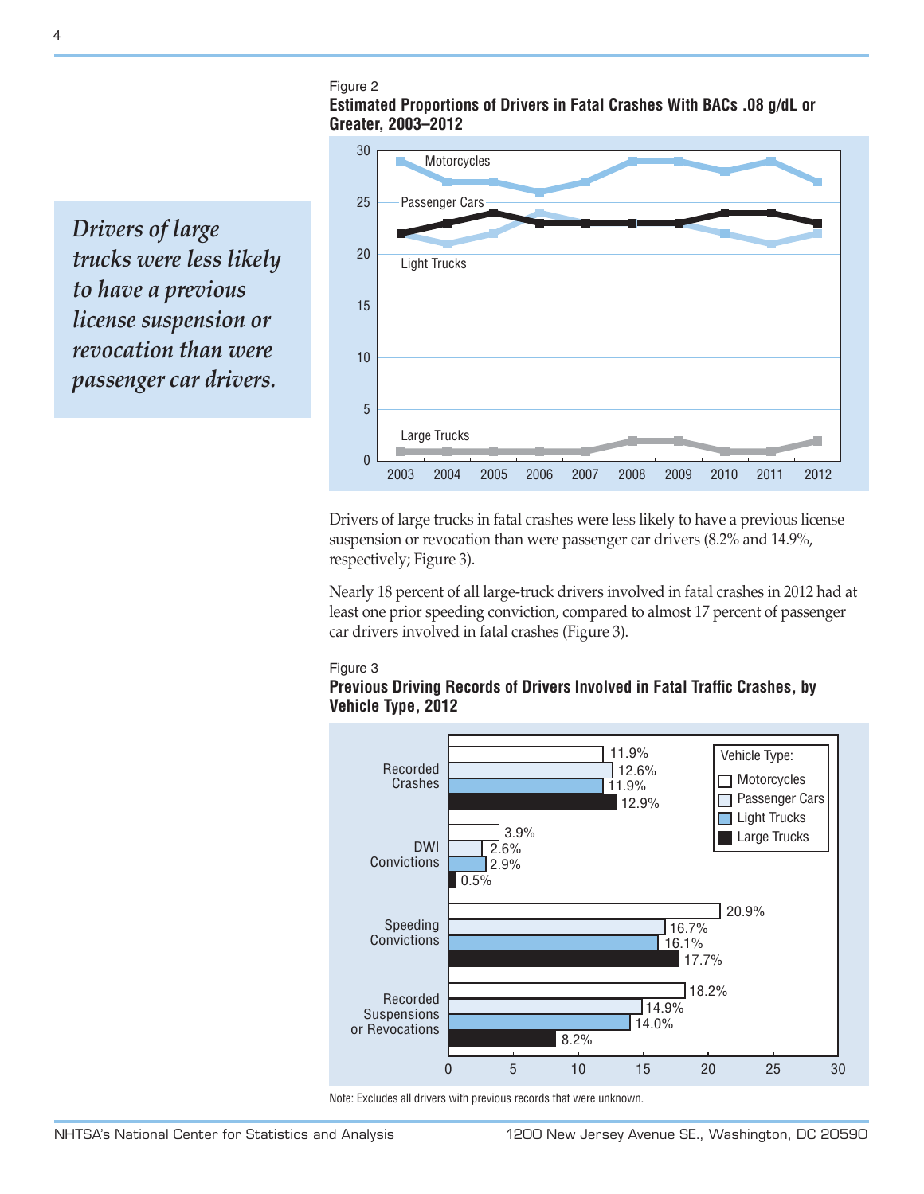*Drivers of large trucks were less likely to have a previous license suspension or revocation than were passenger car drivers.*

Figure 2
**Estimated Proportions of Drivers in Fatal Crashes With BACs .08 g/dL or Greater, 2003–2012**

Drivers of large trucks in fatal crashes were less likely to have a previous license suspension or revocation than were passenger car drivers (8.2% and 14.9%, respectively; Figure 3).

Nearly 18 percent of all large-truck drivers involved in fatal crashes in 2012 had at least one prior speeding conviction, compared to almost 17 percent of passenger car drivers involved in fatal crashes (Figure 3).

Figure 3
**Previous Driving Records of Drivers Involved in Fatal Traffic Crashes, by Vehicle Type, 2012**

| | Motorcycles | Passenger Cars | Light Trucks | Large Trucks |
|---|---|---|---|---|
| Recorded Crashes | 11.9% | 12.6% | 11.9% | 12.9% |
| DWI Convictions | 3.9% | 2.6% | 2.9% | 0.5% |
| Speeding Convictions | 20.9% | 16.7% | 16.1% | 17.7% |
| Recorded Suspensions or Revocations | 18.2% | 14.9% | 14.0% | 8.2% |

Note: Excludes all drivers with previous records that were unknown.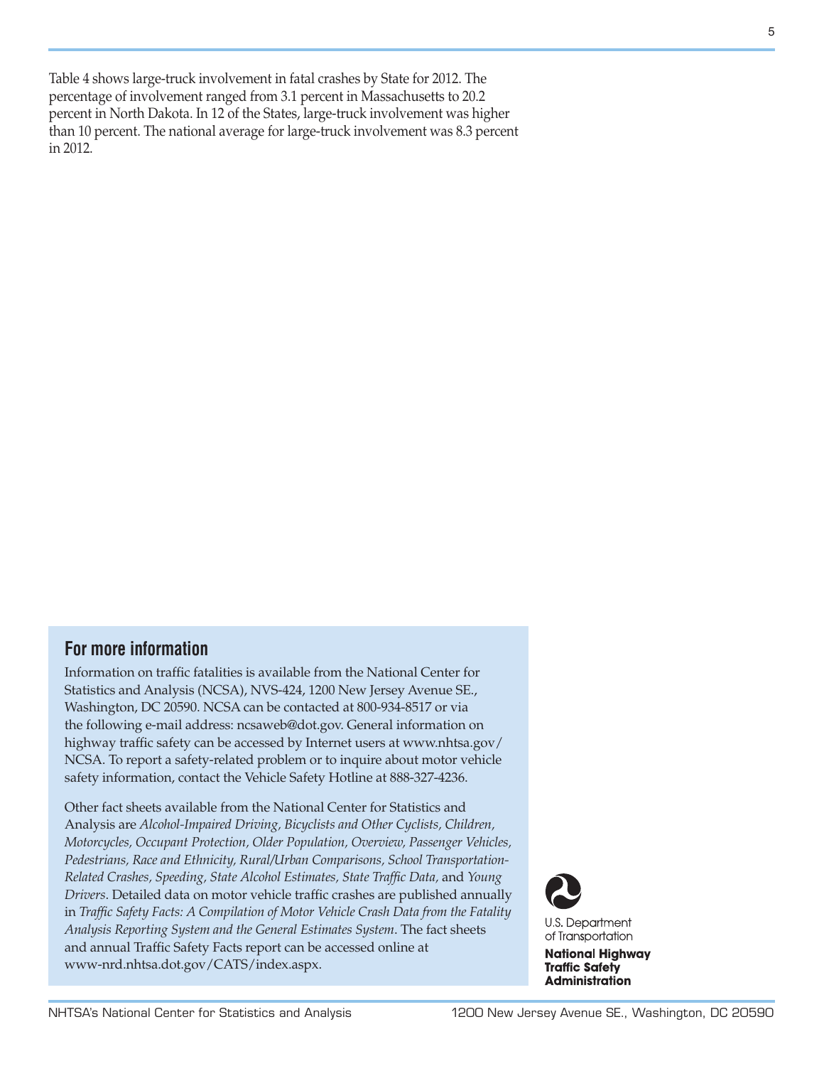Table 4 shows large-truck involvement in fatal crashes by State for 2012. The percentage of involvement ranged from 3.1 percent in Massachusetts to 20.2 percent in North Dakota. In 12 of the States, large-truck involvement was higher than 10 percent. The national average for large-truck involvement was 8.3 percent in 2012.

## For more information

Information on traffic fatalities is available from the National Center for Statistics and Analysis (NCSA), NVS-424, 1200 New Jersey Avenue SE., Washington, DC 20590. NCSA can be contacted at 800-934-8517 or via the following e-mail address: ncsaweb@dot.gov. General information on highway traffic safety can be accessed by Internet users at www.nhtsa.gov/NCSA. To report a safety-related problem or to inquire about motor vehicle safety information, contact the Vehicle Safety Hotline at 888-327-4236.

Other fact sheets available from the National Center for Statistics and Analysis are *Alcohol-Impaired Driving, Bicyclists and Other Cyclists, Children, Motorcycles, Occupant Protection, Older Population, Overview, Passenger Vehicles, Pedestrians, Race and Ethnicity, Rural/Urban Comparisons, School Transportation-Related Crashes, Speeding, State Alcohol Estimates, State Traffic Data,* and *Young Drivers*. Detailed data on motor vehicle traffic crashes are published annually in *Traffic Safety Facts: A Compilation of Motor Vehicle Crash Data from the Fatality Analysis Reporting System and the General Estimates System*. The fact sheets and annual Traffic Safety Facts report can be accessed online at www-nrd.nhtsa.dot.gov/CATS/index.aspx.

U.S. Department of Transportation

**National Highway Traffic Safety Administration**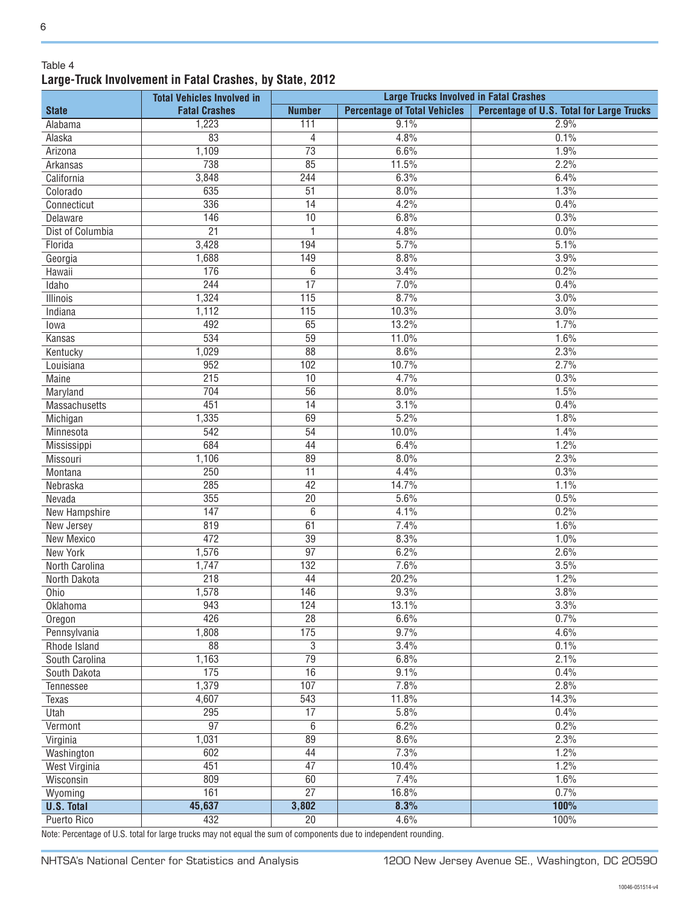Table 4

**Large-Truck Involvement in Fatal Crashes, by State, 2012**

| State | Total Vehicles Involved in Fatal Crashes | Large Trucks Involved in Fatal Crashes | | |
|---|---|---|---|---|
| | | Number | Percentage of Total Vehicles | Percentage of U.S. Total for Large Trucks |
| Alabama | 1,223 | 111 | 9.1% | 2.9% |
| Alaska | 83 | 4 | 4.8% | 0.1% |
| Arizona | 1,109 | 73 | 6.6% | 1.9% |
| Arkansas | 738 | 85 | 11.5% | 2.2% |
| California | 3,848 | 244 | 6.3% | 6.4% |
| Colorado | 635 | 51 | 8.0% | 1.3% |
| Connecticut | 336 | 14 | 4.2% | 0.4% |
| Delaware | 146 | 10 | 6.8% | 0.3% |
| Dist of Columbia | 21 | 1 | 4.8% | 0.0% |
| Florida | 3,428 | 194 | 5.7% | 5.1% |
| Georgia | 1,688 | 149 | 8.8% | 3.9% |
| Hawaii | 176 | 6 | 3.4% | 0.2% |
| Idaho | 244 | 17 | 7.0% | 0.4% |
| Illinois | 1,324 | 115 | 8.7% | 3.0% |
| Indiana | 1,112 | 115 | 10.3% | 3.0% |
| Iowa | 492 | 65 | 13.2% | 1.7% |
| Kansas | 534 | 59 | 11.0% | 1.6% |
| Kentucky | 1,029 | 88 | 8.6% | 2.3% |
| Louisiana | 952 | 102 | 10.7% | 2.7% |
| Maine | 215 | 10 | 4.7% | 0.3% |
| Maryland | 704 | 56 | 8.0% | 1.5% |
| Massachusetts | 451 | 14 | 3.1% | 0.4% |
| Michigan | 1,335 | 69 | 5.2% | 1.8% |
| Minnesota | 542 | 54 | 10.0% | 1.4% |
| Mississippi | 684 | 44 | 6.4% | 1.2% |
| Missouri | 1,106 | 89 | 8.0% | 2.3% |
| Montana | 250 | 11 | 4.4% | 0.3% |
| Nebraska | 285 | 42 | 14.7% | 1.1% |
| Nevada | 355 | 20 | 5.6% | 0.5% |
| New Hampshire | 147 | 6 | 4.1% | 0.2% |
| New Jersey | 819 | 61 | 7.4% | 1.6% |
| New Mexico | 472 | 39 | 8.3% | 1.0% |
| New York | 1,576 | 97 | 6.2% | 2.6% |
| North Carolina | 1,747 | 132 | 7.6% | 3.5% |
| North Dakota | 218 | 44 | 20.2% | 1.2% |
| Ohio | 1,578 | 146 | 9.3% | 3.8% |
| Oklahoma | 943 | 124 | 13.1% | 3.3% |
| Oregon | 426 | 28 | 6.6% | 0.7% |
| Pennsylvania | 1,808 | 175 | 9.7% | 4.6% |
| Rhode Island | 88 | 3 | 3.4% | 0.1% |
| South Carolina | 1,163 | 79 | 6.8% | 2.1% |
| South Dakota | 175 | 16 | 9.1% | 0.4% |
| Tennessee | 1,379 | 107 | 7.8% | 2.8% |
| Texas | 4,607 | 543 | 11.8% | 14.3% |
| Utah | 295 | 17 | 5.8% | 0.4% |
| Vermont | 97 | 6 | 6.2% | 0.2% |
| Virginia | 1,031 | 89 | 8.6% | 2.3% |
| Washington | 602 | 44 | 7.3% | 1.2% |
| West Virginia | 451 | 47 | 10.4% | 1.2% |
| Wisconsin | 809 | 60 | 7.4% | 1.6% |
| Wyoming | 161 | 27 | 16.8% | 0.7% |
| **U.S. Total** | **45,637** | **3,802** | **8.3%** | **100%** |
| Puerto Rico | 432 | 20 | 4.6% | 100% |

Note: Percentage of U.S. total for large trucks may not equal the sum of components due to independent rounding.